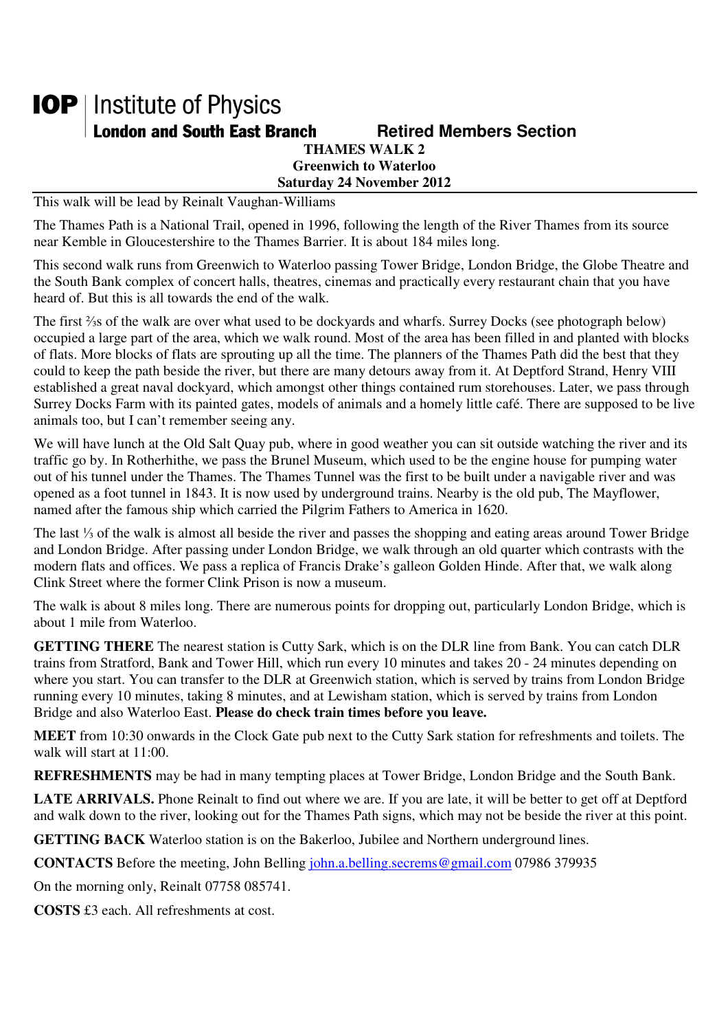**IOP** | Institute of Physics
**London and South East Branch** **Retired Members Section**

# THAMES WALK 2

## Greenwich to Waterloo

### Saturday 24 November 2012

This walk will be lead by Reinalt Vaughan-Williams

The Thames Path is a National Trail, opened in 1996, following the length of the River Thames from its source near Kemble in Gloucestershire to the Thames Barrier. It is about 184 miles long.

This second walk runs from Greenwich to Waterloo passing Tower Bridge, London Bridge, the Globe Theatre and the South Bank complex of concert halls, theatres, cinemas and practically every restaurant chain that you have heard of. But this is all towards the end of the walk.

The first ⅔s of the walk are over what used to be dockyards and wharfs. Surrey Docks (see photograph below) occupied a large part of the area, which we walk round. Most of the area has been filled in and planted with blocks of flats. More blocks of flats are sprouting up all the time. The planners of the Thames Path did the best that they could to keep the path beside the river, but there are many detours away from it. At Deptford Strand, Henry VIII established a great naval dockyard, which amongst other things contained rum storehouses. Later, we pass through Surrey Docks Farm with its painted gates, models of animals and a homely little café. There are supposed to be live animals too, but I can't remember seeing any.

We will have lunch at the Old Salt Quay pub, where in good weather you can sit outside watching the river and its traffic go by. In Rotherhithe, we pass the Brunel Museum, which used to be the engine house for pumping water out of his tunnel under the Thames. The Thames Tunnel was the first to be built under a navigable river and was opened as a foot tunnel in 1843. It is now used by underground trains. Nearby is the old pub, The Mayflower, named after the famous ship which carried the Pilgrim Fathers to America in 1620.

The last ⅓ of the walk is almost all beside the river and passes the shopping and eating areas around Tower Bridge and London Bridge. After passing under London Bridge, we walk through an old quarter which contrasts with the modern flats and offices. We pass a replica of Francis Drake's galleon Golden Hinde. After that, we walk along Clink Street where the former Clink Prison is now a museum.

The walk is about 8 miles long. There are numerous points for dropping out, particularly London Bridge, which is about 1 mile from Waterloo.

**GETTING THERE** The nearest station is Cutty Sark, which is on the DLR line from Bank. You can catch DLR trains from Stratford, Bank and Tower Hill, which run every 10 minutes and takes 20 - 24 minutes depending on where you start. You can transfer to the DLR at Greenwich station, which is served by trains from London Bridge running every 10 minutes, taking 8 minutes, and at Lewisham station, which is served by trains from London Bridge and also Waterloo East. **Please do check train times before you leave.**

**MEET** from 10:30 onwards in the Clock Gate pub next to the Cutty Sark station for refreshments and toilets. The walk will start at 11:00.

**REFRESHMENTS** may be had in many tempting places at Tower Bridge, London Bridge and the South Bank.

**LATE ARRIVALS.** Phone Reinalt to find out where we are. If you are late, it will be better to get off at Deptford and walk down to the river, looking out for the Thames Path signs, which may not be beside the river at this point.

**GETTING BACK** Waterloo station is on the Bakerloo, Jubilee and Northern underground lines.

**CONTACTS** Before the meeting, John Belling john.a.belling.secrems@gmail.com 07986 379935

On the morning only, Reinalt 07758 085741.

**COSTS** £3 each. All refreshments at cost.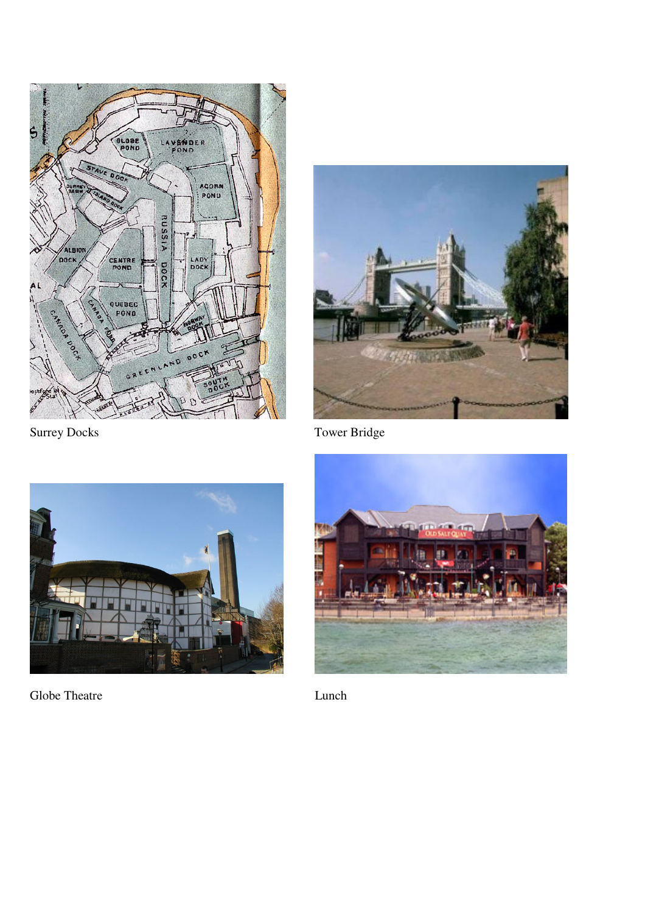Surrey Docks

Tower Bridge

Globe Theatre

Lunch